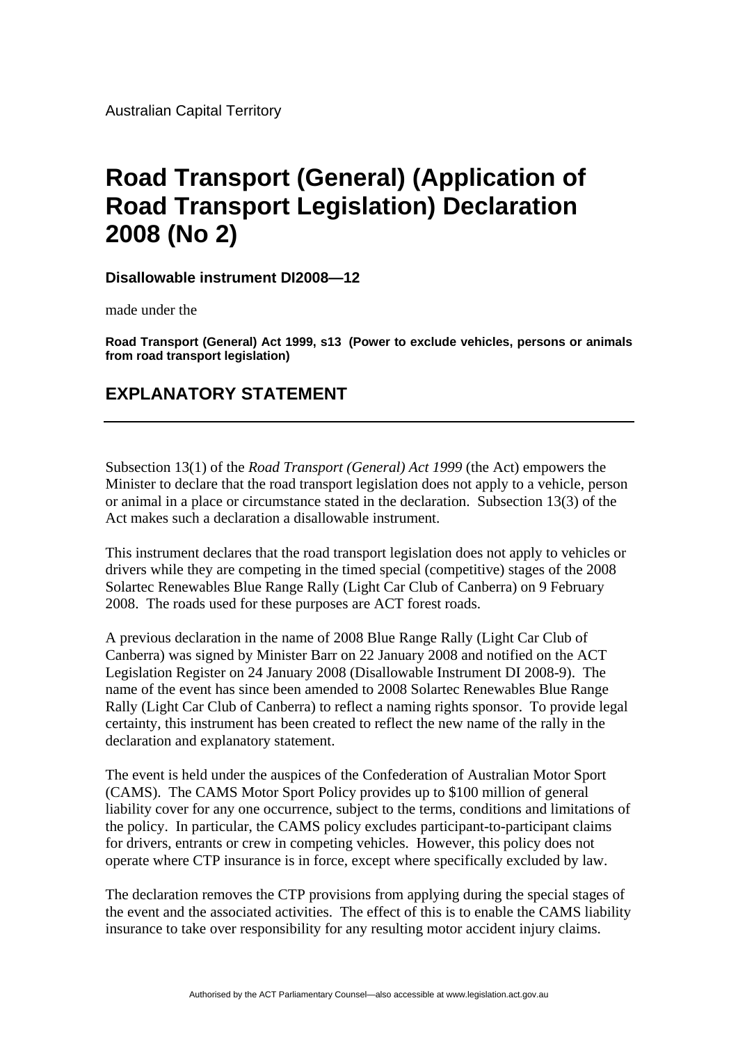Australian Capital Territory

# Road Transport (General) (Application of Road Transport Legislation) Declaration 2008 (No 2)

**Disallowable instrument DI2008—12**

made under the

**Road Transport (General) Act 1999, s13 (Power to exclude vehicles, persons or animals from road transport legislation)**

## EXPLANATORY STATEMENT

---

Subsection 13(1) of the *Road Transport (General) Act 1999* (the Act) empowers the Minister to declare that the road transport legislation does not apply to a vehicle, person or animal in a place or circumstance stated in the declaration. Subsection 13(3) of the Act makes such a declaration a disallowable instrument.

This instrument declares that the road transport legislation does not apply to vehicles or drivers while they are competing in the timed special (competitive) stages of the 2008 Solartec Renewables Blue Range Rally (Light Car Club of Canberra) on 9 February 2008. The roads used for these purposes are ACT forest roads.

A previous declaration in the name of 2008 Blue Range Rally (Light Car Club of Canberra) was signed by Minister Barr on 22 January 2008 and notified on the ACT Legislation Register on 24 January 2008 (Disallowable Instrument DI 2008-9). The name of the event has since been amended to 2008 Solartec Renewables Blue Range Rally (Light Car Club of Canberra) to reflect a naming rights sponsor. To provide legal certainty, this instrument has been created to reflect the new name of the rally in the declaration and explanatory statement.

The event is held under the auspices of the Confederation of Australian Motor Sport (CAMS). The CAMS Motor Sport Policy provides up to $100 million of general liability cover for any one occurrence, subject to the terms, conditions and limitations of the policy. In particular, the CAMS policy excludes participant-to-participant claims for drivers, entrants or crew in competing vehicles. However, this policy does not operate where CTP insurance is in force, except where specifically excluded by law.

The declaration removes the CTP provisions from applying during the special stages of the event and the associated activities. The effect of this is to enable the CAMS liability insurance to take over responsibility for any resulting motor accident injury claims.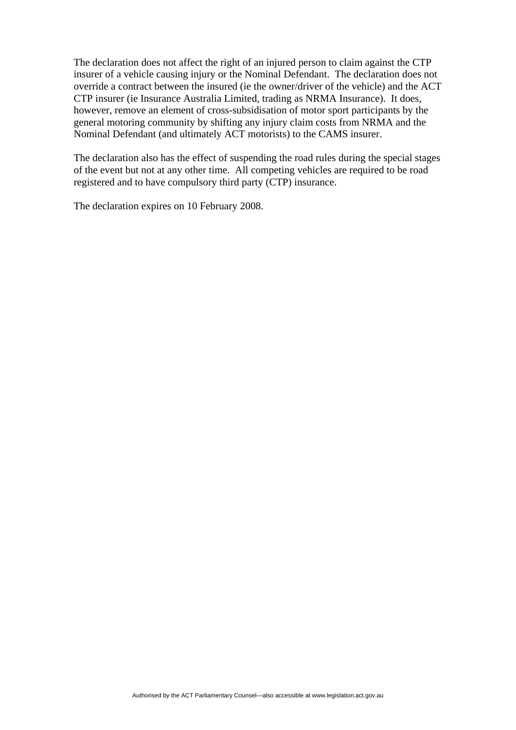The declaration does not affect the right of an injured person to claim against the CTP insurer of a vehicle causing injury or the Nominal Defendant. The declaration does not override a contract between the insured (ie the owner/driver of the vehicle) and the ACT CTP insurer (ie Insurance Australia Limited, trading as NRMA Insurance). It does, however, remove an element of cross-subsidisation of motor sport participants by the general motoring community by shifting any injury claim costs from NRMA and the Nominal Defendant (and ultimately ACT motorists) to the CAMS insurer.

The declaration also has the effect of suspending the road rules during the special stages of the event but not at any other time. All competing vehicles are required to be road registered and to have compulsory third party (CTP) insurance.

The declaration expires on 10 February 2008.